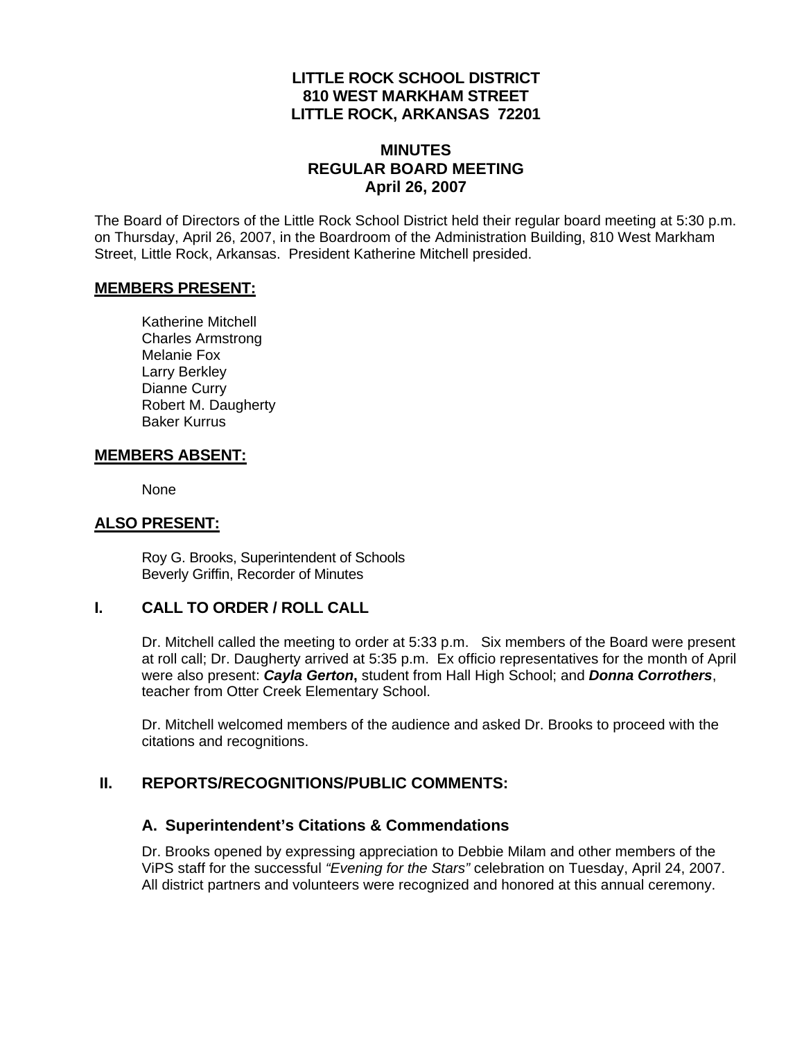# LITTLE ROCK SCHOOL DISTRICT
## 810 WEST MARKHAM STREET
## LITTLE ROCK, ARKANSAS 72201

## MINUTES
## REGULAR BOARD MEETING
## April 26, 2007

The Board of Directors of the Little Rock School District held their regular board meeting at 5:30 p.m. on Thursday, April 26, 2007, in the Boardroom of the Administration Building, 810 West Markham Street, Little Rock, Arkansas. President Katherine Mitchell presided.

**MEMBERS PRESENT:**

Katherine Mitchell
Charles Armstrong
Melanie Fox
Larry Berkley
Dianne Curry
Robert M. Daugherty
Baker Kurrus

**MEMBERS ABSENT:**

None

**ALSO PRESENT:**

Roy G. Brooks, Superintendent of Schools
Beverly Griffin, Recorder of Minutes

## I. CALL TO ORDER / ROLL CALL

Dr. Mitchell called the meeting to order at 5:33 p.m. Six members of the Board were present at roll call; Dr. Daugherty arrived at 5:35 p.m. Ex officio representatives for the month of April were also present: ***Cayla Gerton*****,** student from Hall High School; and ***Donna Corrothers***, teacher from Otter Creek Elementary School.

Dr. Mitchell welcomed members of the audience and asked Dr. Brooks to proceed with the citations and recognitions.

## II. REPORTS/RECOGNITIONS/PUBLIC COMMENTS:

### A. Superintendent's Citations & Commendations

Dr. Brooks opened by expressing appreciation to Debbie Milam and other members of the ViPS staff for the successful *"Evening for the Stars"* celebration on Tuesday, April 24, 2007. All district partners and volunteers were recognized and honored at this annual ceremony.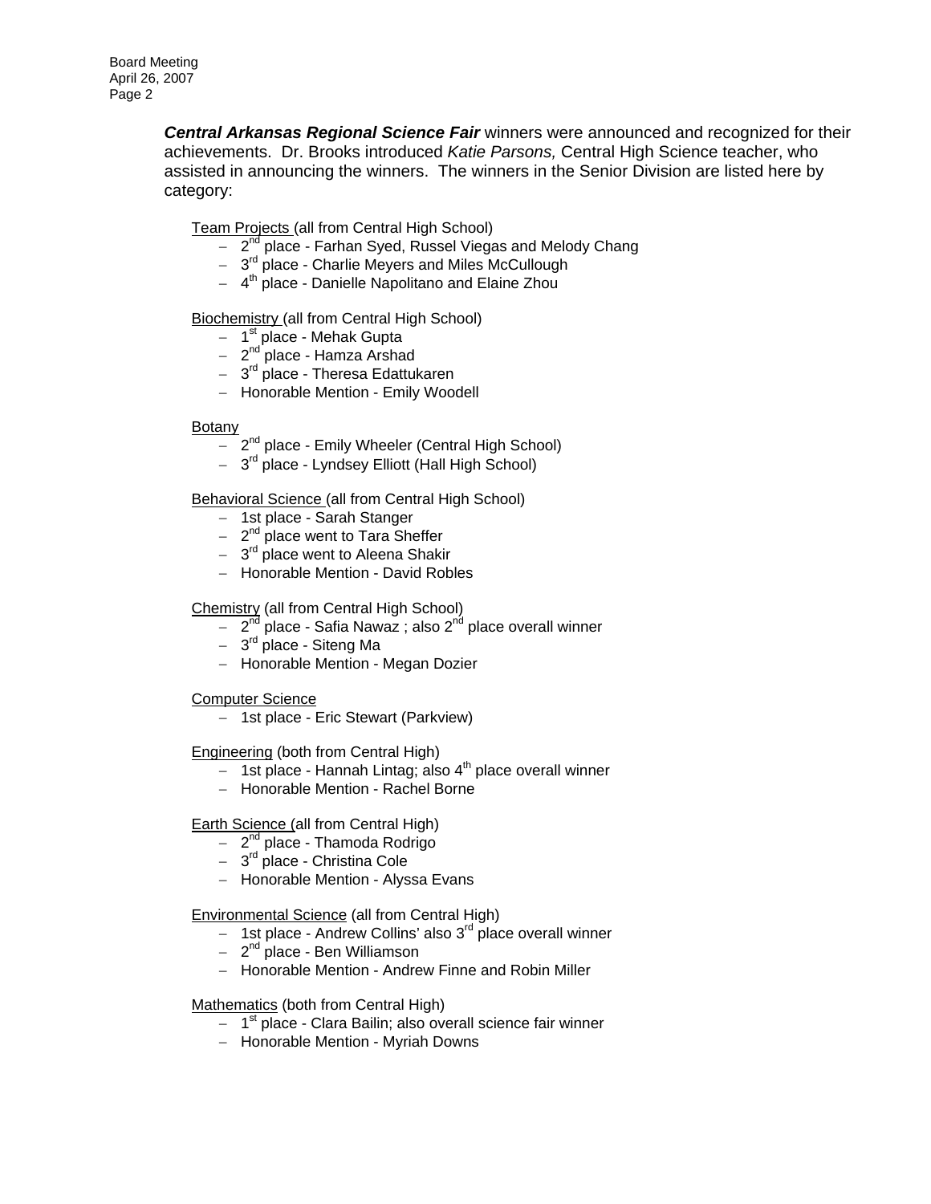***Central Arkansas Regional Science Fair*** winners were announced and recognized for their achievements. Dr. Brooks introduced *Katie Parsons,* Central High Science teacher, who assisted in announcing the winners. The winners in the Senior Division are listed here by category:

<u>Team Projects</u> (all from Central High School)

- 2nd place - Farhan Syed, Russel Viegas and Melody Chang
- 3rd place - Charlie Meyers and Miles McCullough
- 4th place - Danielle Napolitano and Elaine Zhou

<u>Biochemistry</u> (all from Central High School)

- 1st place - Mehak Gupta
- 2nd place - Hamza Arshad
- 3rd place - Theresa Edattukaren
- Honorable Mention - Emily Woodell

<u>Botany</u>

- 2nd place - Emily Wheeler (Central High School)
- 3rd place - Lyndsey Elliott (Hall High School)

<u>Behavioral Science</u> (all from Central High School)

- 1st place - Sarah Stanger
- 2nd place went to Tara Sheffer
- 3rd place went to Aleena Shakir
- Honorable Mention - David Robles

<u>Chemistry</u> (all from Central High School)

- 2nd place - Safia Nawaz ; also 2nd place overall winner
- 3rd place - Siteng Ma
- Honorable Mention - Megan Dozier

<u>Computer Science</u>

- 1st place - Eric Stewart (Parkview)

<u>Engineering</u> (both from Central High)

- 1st place - Hannah Lintag; also 4th place overall winner
- Honorable Mention - Rachel Borne

<u>Earth Science</u> (all from Central High)

- 2nd place - Thamoda Rodrigo
- 3rd place - Christina Cole
- Honorable Mention - Alyssa Evans

<u>Environmental Science</u> (all from Central High)

- 1st place - Andrew Collins' also 3rd place overall winner
- 2nd place - Ben Williamson
- Honorable Mention - Andrew Finne and Robin Miller

<u>Mathematics</u> (both from Central High)

- 1st place - Clara Bailin; also overall science fair winner
- Honorable Mention - Myriah Downs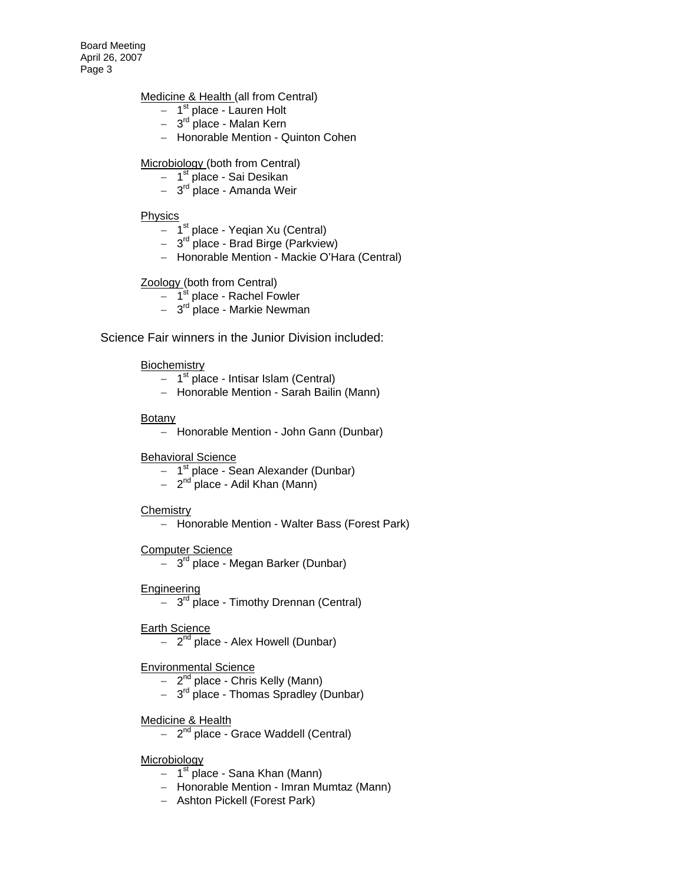Medicine & Health (all from Central)

- 1st place - Lauren Holt
- 3rd place - Malan Kern
- Honorable Mention - Quinton Cohen

Microbiology (both from Central)

- 1st place - Sai Desikan
- 3rd place - Amanda Weir

Physics

- 1st place - Yeqian Xu (Central)
- 3rd place - Brad Birge (Parkview)
- Honorable Mention - Mackie O'Hara (Central)

Zoology (both from Central)

- 1st place - Rachel Fowler
- 3rd place - Markie Newman

Science Fair winners in the Junior Division included:

Biochemistry

- 1st place - Intisar Islam (Central)
- Honorable Mention - Sarah Bailin (Mann)

Botany

- Honorable Mention - John Gann (Dunbar)

Behavioral Science

- 1st place - Sean Alexander (Dunbar)
- 2nd place - Adil Khan (Mann)

Chemistry

- Honorable Mention - Walter Bass (Forest Park)

Computer Science

- 3rd place - Megan Barker (Dunbar)

Engineering

- 3rd place - Timothy Drennan (Central)

Earth Science

- 2nd place - Alex Howell (Dunbar)

Environmental Science

- 2nd place - Chris Kelly (Mann)
- 3rd place - Thomas Spradley (Dunbar)

Medicine & Health

- 2nd place - Grace Waddell (Central)

Microbiology

- 1st place - Sana Khan (Mann)
- Honorable Mention - Imran Mumtaz (Mann)
- Ashton Pickell (Forest Park)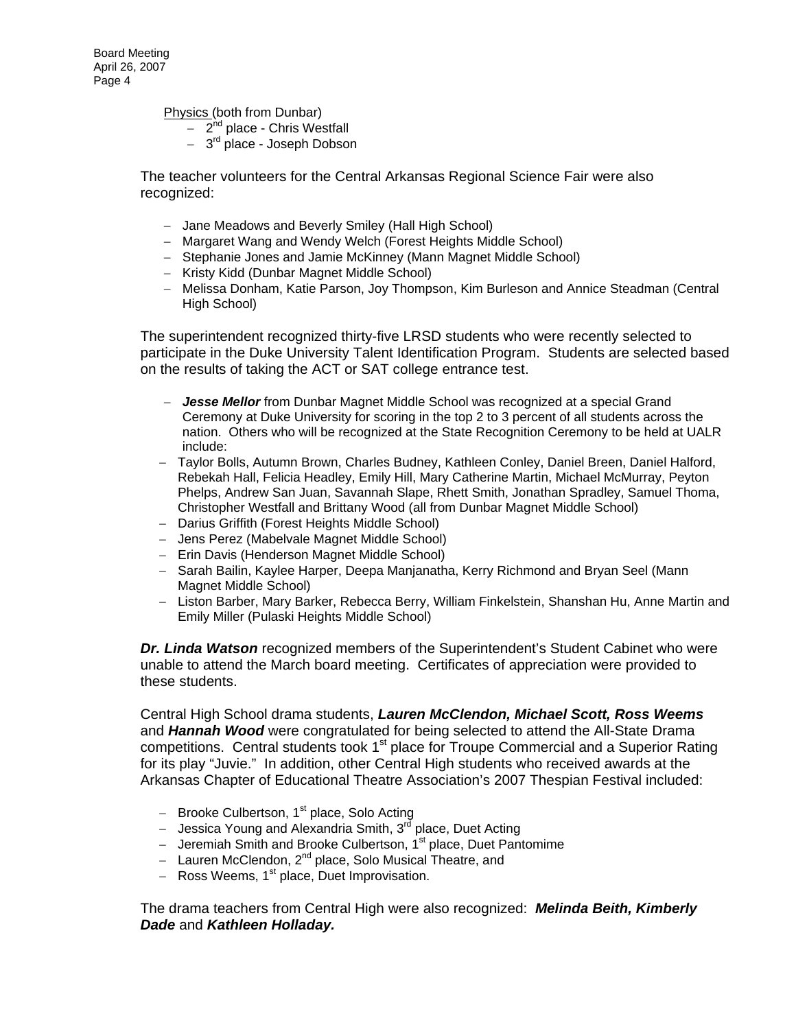Physics (both from Dunbar)

- 2nd place - Chris Westfall
- 3rd place - Joseph Dobson

The teacher volunteers for the Central Arkansas Regional Science Fair were also recognized:

- Jane Meadows and Beverly Smiley (Hall High School)
- Margaret Wang and Wendy Welch (Forest Heights Middle School)
- Stephanie Jones and Jamie McKinney (Mann Magnet Middle School)
- Kristy Kidd (Dunbar Magnet Middle School)
- Melissa Donham, Katie Parson, Joy Thompson, Kim Burleson and Annice Steadman (Central High School)

The superintendent recognized thirty-five LRSD students who were recently selected to participate in the Duke University Talent Identification Program. Students are selected based on the results of taking the ACT or SAT college entrance test.

- ***Jesse Mellor*** from Dunbar Magnet Middle School was recognized at a special Grand Ceremony at Duke University for scoring in the top 2 to 3 percent of all students across the nation. Others who will be recognized at the State Recognition Ceremony to be held at UALR include:
- Taylor Bolls, Autumn Brown, Charles Budney, Kathleen Conley, Daniel Breen, Daniel Halford, Rebekah Hall, Felicia Headley, Emily Hill, Mary Catherine Martin, Michael McMurray, Peyton Phelps, Andrew San Juan, Savannah Slape, Rhett Smith, Jonathan Spradley, Samuel Thoma, Christopher Westfall and Brittany Wood (all from Dunbar Magnet Middle School)
- Darius Griffith (Forest Heights Middle School)
- Jens Perez (Mabelvale Magnet Middle School)
- Erin Davis (Henderson Magnet Middle School)
- Sarah Bailin, Kaylee Harper, Deepa Manjanatha, Kerry Richmond and Bryan Seel (Mann Magnet Middle School)
- Liston Barber, Mary Barker, Rebecca Berry, William Finkelstein, Shanshan Hu, Anne Martin and Emily Miller (Pulaski Heights Middle School)

***Dr. Linda Watson*** recognized members of the Superintendent's Student Cabinet who were unable to attend the March board meeting. Certificates of appreciation were provided to these students.

Central High School drama students, ***Lauren McClendon, Michael Scott, Ross Weems*** and ***Hannah Wood*** were congratulated for being selected to attend the All-State Drama competitions. Central students took 1st place for Troupe Commercial and a Superior Rating for its play "Juvie." In addition, other Central High students who received awards at the Arkansas Chapter of Educational Theatre Association's 2007 Thespian Festival included:

- Brooke Culbertson, 1st place, Solo Acting
- Jessica Young and Alexandria Smith, 3rd place, Duet Acting
- Jeremiah Smith and Brooke Culbertson, 1st place, Duet Pantomime
- Lauren McClendon, 2nd place, Solo Musical Theatre, and
- Ross Weems, 1st place, Duet Improvisation.

The drama teachers from Central High were also recognized: ***Melinda Beith, Kimberly Dade*** and ***Kathleen Holladay.***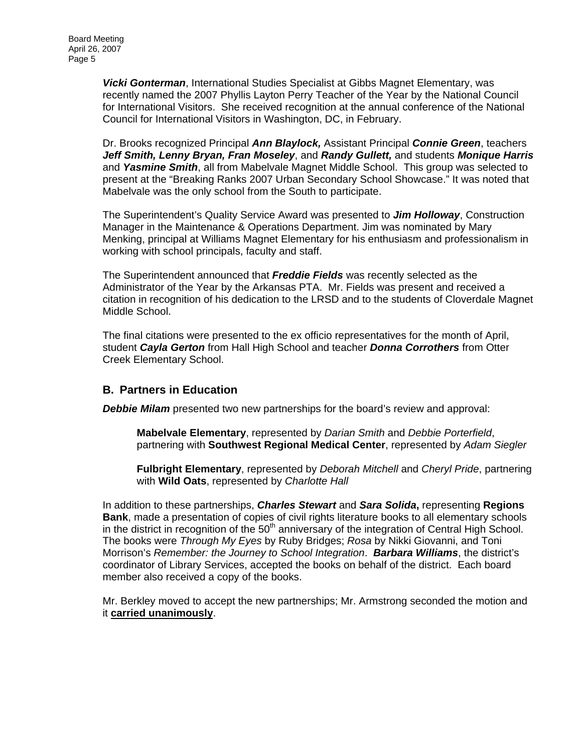***Vicki Gonterman***, International Studies Specialist at Gibbs Magnet Elementary, was recently named the 2007 Phyllis Layton Perry Teacher of the Year by the National Council for International Visitors. She received recognition at the annual conference of the National Council for International Visitors in Washington, DC, in February.

Dr. Brooks recognized Principal ***Ann Blaylock,*** Assistant Principal ***Connie Green***, teachers ***Jeff Smith, Lenny Bryan, Fran Moseley***, and ***Randy Gullett,*** and students ***Monique Harris*** and ***Yasmine Smith***, all from Mabelvale Magnet Middle School. This group was selected to present at the "Breaking Ranks 2007 Urban Secondary School Showcase." It was noted that Mabelvale was the only school from the South to participate.

The Superintendent's Quality Service Award was presented to ***Jim Holloway***, Construction Manager in the Maintenance & Operations Department. Jim was nominated by Mary Menking, principal at Williams Magnet Elementary for his enthusiasm and professionalism in working with school principals, faculty and staff.

The Superintendent announced that ***Freddie Fields*** was recently selected as the Administrator of the Year by the Arkansas PTA. Mr. Fields was present and received a citation in recognition of his dedication to the LRSD and to the students of Cloverdale Magnet Middle School.

The final citations were presented to the ex officio representatives for the month of April, student ***Cayla Gerton*** from Hall High School and teacher ***Donna Corrothers*** from Otter Creek Elementary School.

## B. Partners in Education

***Debbie Milam*** presented two new partnerships for the board's review and approval:

> **Mabelvale Elementary**, represented by *Darian Smith* and *Debbie Porterfield*, partnering with **Southwest Regional Medical Center**, represented by *Adam Siegler*
>
> **Fulbright Elementary**, represented by *Deborah Mitchell* and *Cheryl Pride*, partnering with **Wild Oats**, represented by *Charlotte Hall*

In addition to these partnerships, ***Charles Stewart*** and ***Sara Solida*****,** representing **Regions Bank**, made a presentation of copies of civil rights literature books to all elementary schools in the district in recognition of the 50th anniversary of the integration of Central High School. The books were *Through My Eyes* by Ruby Bridges; *Rosa* by Nikki Giovanni, and Toni Morrison's *Remember: the Journey to School Integration*. ***Barbara Williams***, the district's coordinator of Library Services, accepted the books on behalf of the district. Each board member also received a copy of the books.

Mr. Berkley moved to accept the new partnerships; Mr. Armstrong seconded the motion and it **carried unanimously**.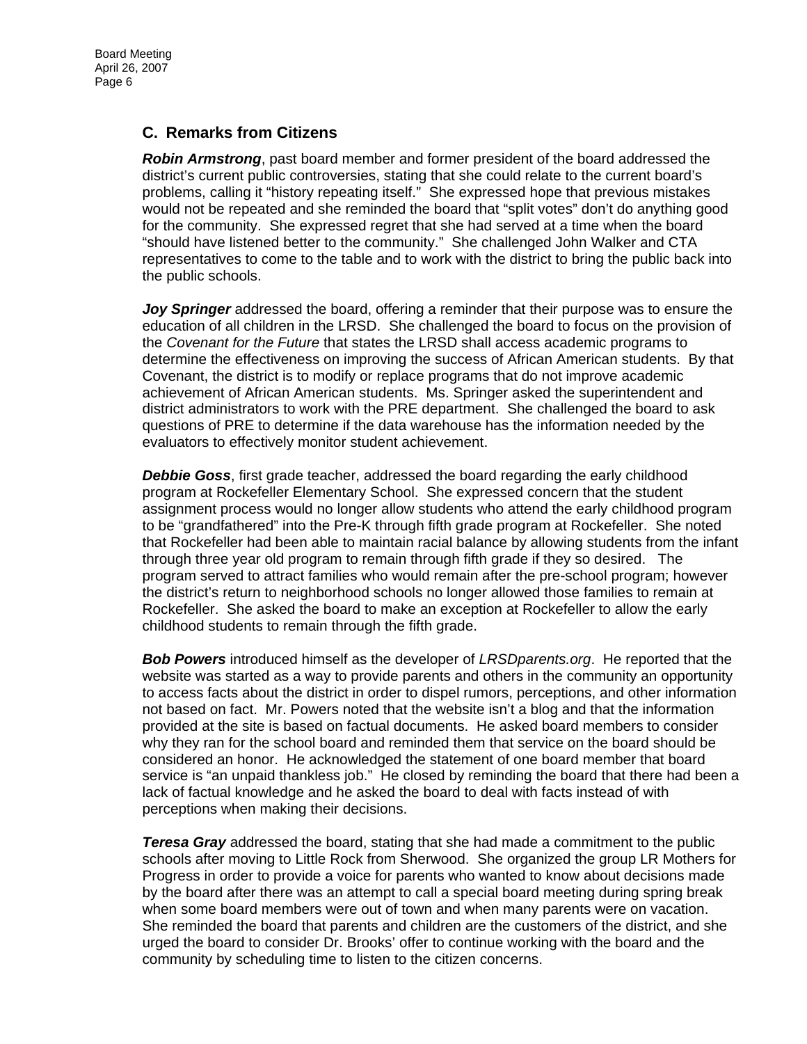## C. Remarks from Citizens

***Robin Armstrong***, past board member and former president of the board addressed the district's current public controversies, stating that she could relate to the current board's problems, calling it "history repeating itself." She expressed hope that previous mistakes would not be repeated and she reminded the board that "split votes" don't do anything good for the community. She expressed regret that she had served at a time when the board "should have listened better to the community." She challenged John Walker and CTA representatives to come to the table and to work with the district to bring the public back into the public schools.

***Joy Springer*** addressed the board, offering a reminder that their purpose was to ensure the education of all children in the LRSD. She challenged the board to focus on the provision of the *Covenant for the Future* that states the LRSD shall access academic programs to determine the effectiveness on improving the success of African American students. By that Covenant, the district is to modify or replace programs that do not improve academic achievement of African American students. Ms. Springer asked the superintendent and district administrators to work with the PRE department. She challenged the board to ask questions of PRE to determine if the data warehouse has the information needed by the evaluators to effectively monitor student achievement.

***Debbie Goss***, first grade teacher, addressed the board regarding the early childhood program at Rockefeller Elementary School. She expressed concern that the student assignment process would no longer allow students who attend the early childhood program to be "grandfathered" into the Pre-K through fifth grade program at Rockefeller. She noted that Rockefeller had been able to maintain racial balance by allowing students from the infant through three year old program to remain through fifth grade if they so desired. The program served to attract families who would remain after the pre-school program; however the district's return to neighborhood schools no longer allowed those families to remain at Rockefeller. She asked the board to make an exception at Rockefeller to allow the early childhood students to remain through the fifth grade.

***Bob Powers*** introduced himself as the developer of *LRSDparents.org*. He reported that the website was started as a way to provide parents and others in the community an opportunity to access facts about the district in order to dispel rumors, perceptions, and other information not based on fact. Mr. Powers noted that the website isn't a blog and that the information provided at the site is based on factual documents. He asked board members to consider why they ran for the school board and reminded them that service on the board should be considered an honor. He acknowledged the statement of one board member that board service is "an unpaid thankless job." He closed by reminding the board that there had been a lack of factual knowledge and he asked the board to deal with facts instead of with perceptions when making their decisions.

***Teresa Gray*** addressed the board, stating that she had made a commitment to the public schools after moving to Little Rock from Sherwood. She organized the group LR Mothers for Progress in order to provide a voice for parents who wanted to know about decisions made by the board after there was an attempt to call a special board meeting during spring break when some board members were out of town and when many parents were on vacation. She reminded the board that parents and children are the customers of the district, and she urged the board to consider Dr. Brooks' offer to continue working with the board and the community by scheduling time to listen to the citizen concerns.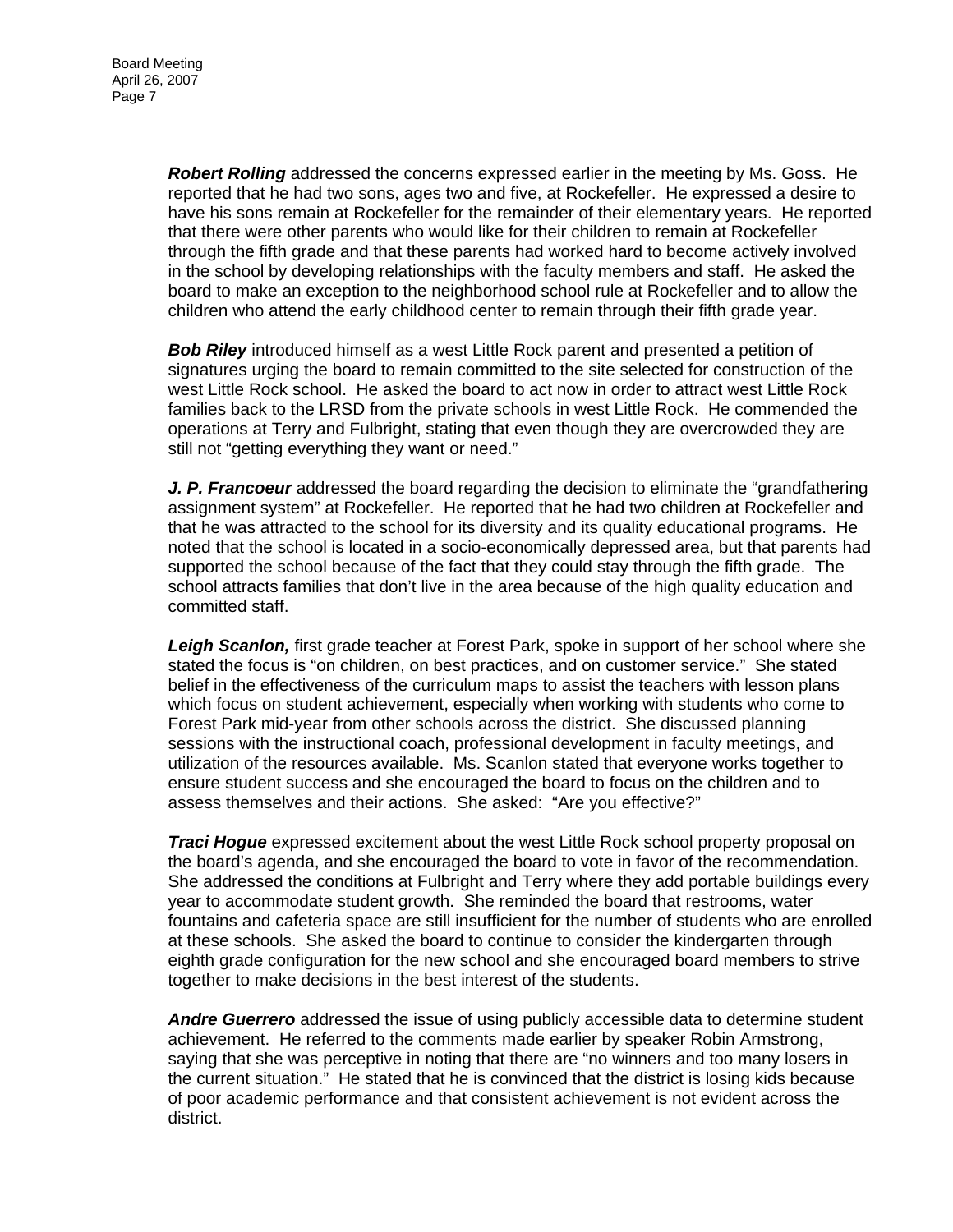***Robert Rolling*** addressed the concerns expressed earlier in the meeting by Ms. Goss. He reported that he had two sons, ages two and five, at Rockefeller. He expressed a desire to have his sons remain at Rockefeller for the remainder of their elementary years. He reported that there were other parents who would like for their children to remain at Rockefeller through the fifth grade and that these parents had worked hard to become actively involved in the school by developing relationships with the faculty members and staff. He asked the board to make an exception to the neighborhood school rule at Rockefeller and to allow the children who attend the early childhood center to remain through their fifth grade year.

***Bob Riley*** introduced himself as a west Little Rock parent and presented a petition of signatures urging the board to remain committed to the site selected for construction of the west Little Rock school. He asked the board to act now in order to attract west Little Rock families back to the LRSD from the private schools in west Little Rock. He commended the operations at Terry and Fulbright, stating that even though they are overcrowded they are still not "getting everything they want or need."

***J. P. Francoeur*** addressed the board regarding the decision to eliminate the "grandfathering assignment system" at Rockefeller. He reported that he had two children at Rockefeller and that he was attracted to the school for its diversity and its quality educational programs. He noted that the school is located in a socio-economically depressed area, but that parents had supported the school because of the fact that they could stay through the fifth grade. The school attracts families that don't live in the area because of the high quality education and committed staff.

***Leigh Scanlon,*** first grade teacher at Forest Park, spoke in support of her school where she stated the focus is "on children, on best practices, and on customer service." She stated belief in the effectiveness of the curriculum maps to assist the teachers with lesson plans which focus on student achievement, especially when working with students who come to Forest Park mid-year from other schools across the district. She discussed planning sessions with the instructional coach, professional development in faculty meetings, and utilization of the resources available. Ms. Scanlon stated that everyone works together to ensure student success and she encouraged the board to focus on the children and to assess themselves and their actions. She asked: "Are you effective?"

***Traci Hogue*** expressed excitement about the west Little Rock school property proposal on the board's agenda, and she encouraged the board to vote in favor of the recommendation. She addressed the conditions at Fulbright and Terry where they add portable buildings every year to accommodate student growth. She reminded the board that restrooms, water fountains and cafeteria space are still insufficient for the number of students who are enrolled at these schools. She asked the board to continue to consider the kindergarten through eighth grade configuration for the new school and she encouraged board members to strive together to make decisions in the best interest of the students.

***Andre Guerrero*** addressed the issue of using publicly accessible data to determine student achievement. He referred to the comments made earlier by speaker Robin Armstrong, saying that she was perceptive in noting that there are "no winners and too many losers in the current situation." He stated that he is convinced that the district is losing kids because of poor academic performance and that consistent achievement is not evident across the district.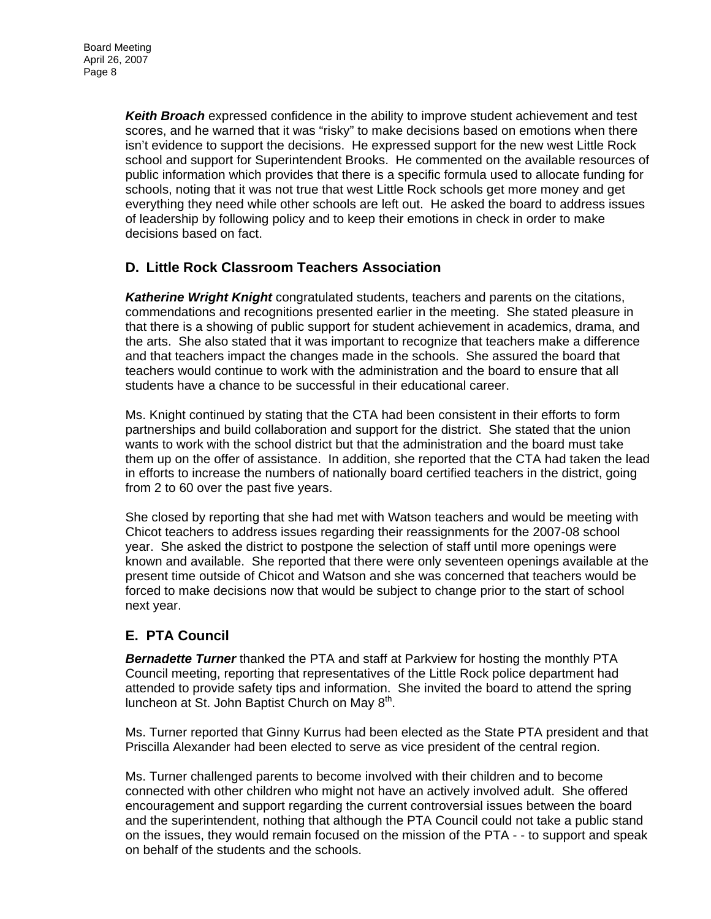***Keith Broach*** expressed confidence in the ability to improve student achievement and test scores, and he warned that it was "risky" to make decisions based on emotions when there isn't evidence to support the decisions. He expressed support for the new west Little Rock school and support for Superintendent Brooks. He commented on the available resources of public information which provides that there is a specific formula used to allocate funding for schools, noting that it was not true that west Little Rock schools get more money and get everything they need while other schools are left out. He asked the board to address issues of leadership by following policy and to keep their emotions in check in order to make decisions based on fact.

## D. Little Rock Classroom Teachers Association

***Katherine Wright Knight*** congratulated students, teachers and parents on the citations, commendations and recognitions presented earlier in the meeting. She stated pleasure in that there is a showing of public support for student achievement in academics, drama, and the arts. She also stated that it was important to recognize that teachers make a difference and that teachers impact the changes made in the schools. She assured the board that teachers would continue to work with the administration and the board to ensure that all students have a chance to be successful in their educational career.

Ms. Knight continued by stating that the CTA had been consistent in their efforts to form partnerships and build collaboration and support for the district. She stated that the union wants to work with the school district but that the administration and the board must take them up on the offer of assistance. In addition, she reported that the CTA had taken the lead in efforts to increase the numbers of nationally board certified teachers in the district, going from 2 to 60 over the past five years.

She closed by reporting that she had met with Watson teachers and would be meeting with Chicot teachers to address issues regarding their reassignments for the 2007-08 school year. She asked the district to postpone the selection of staff until more openings were known and available. She reported that there were only seventeen openings available at the present time outside of Chicot and Watson and she was concerned that teachers would be forced to make decisions now that would be subject to change prior to the start of school next year.

## E. PTA Council

***Bernadette Turner*** thanked the PTA and staff at Parkview for hosting the monthly PTA Council meeting, reporting that representatives of the Little Rock police department had attended to provide safety tips and information. She invited the board to attend the spring luncheon at St. John Baptist Church on May 8th.

Ms. Turner reported that Ginny Kurrus had been elected as the State PTA president and that Priscilla Alexander had been elected to serve as vice president of the central region.

Ms. Turner challenged parents to become involved with their children and to become connected with other children who might not have an actively involved adult. She offered encouragement and support regarding the current controversial issues between the board and the superintendent, nothing that although the PTA Council could not take a public stand on the issues, they would remain focused on the mission of the PTA - - to support and speak on behalf of the students and the schools.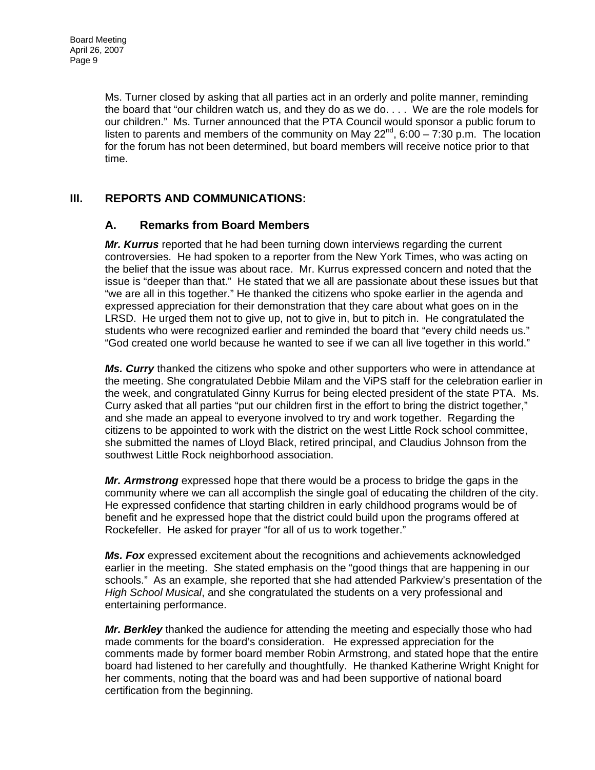Ms. Turner closed by asking that all parties act in an orderly and polite manner, reminding the board that "our children watch us, and they do as we do. . . . We are the role models for our children." Ms. Turner announced that the PTA Council would sponsor a public forum to listen to parents and members of the community on May 22nd, 6:00 – 7:30 p.m. The location for the forum has not been determined, but board members will receive notice prior to that time.

## III. REPORTS AND COMMUNICATIONS:

### A. Remarks from Board Members

***Mr. Kurrus*** reported that he had been turning down interviews regarding the current controversies. He had spoken to a reporter from the New York Times, who was acting on the belief that the issue was about race. Mr. Kurrus expressed concern and noted that the issue is "deeper than that." He stated that we all are passionate about these issues but that "we are all in this together." He thanked the citizens who spoke earlier in the agenda and expressed appreciation for their demonstration that they care about what goes on in the LRSD. He urged them not to give up, not to give in, but to pitch in. He congratulated the students who were recognized earlier and reminded the board that "every child needs us." "God created one world because he wanted to see if we can all live together in this world."

***Ms. Curry*** thanked the citizens who spoke and other supporters who were in attendance at the meeting. She congratulated Debbie Milam and the ViPS staff for the celebration earlier in the week, and congratulated Ginny Kurrus for being elected president of the state PTA. Ms. Curry asked that all parties "put our children first in the effort to bring the district together," and she made an appeal to everyone involved to try and work together. Regarding the citizens to be appointed to work with the district on the west Little Rock school committee, she submitted the names of Lloyd Black, retired principal, and Claudius Johnson from the southwest Little Rock neighborhood association.

***Mr. Armstrong*** expressed hope that there would be a process to bridge the gaps in the community where we can all accomplish the single goal of educating the children of the city. He expressed confidence that starting children in early childhood programs would be of benefit and he expressed hope that the district could build upon the programs offered at Rockefeller. He asked for prayer "for all of us to work together."

***Ms. Fox*** expressed excitement about the recognitions and achievements acknowledged earlier in the meeting. She stated emphasis on the "good things that are happening in our schools." As an example, she reported that she had attended Parkview's presentation of the *High School Musical*, and she congratulated the students on a very professional and entertaining performance.

***Mr. Berkley*** thanked the audience for attending the meeting and especially those who had made comments for the board's consideration. He expressed appreciation for the comments made by former board member Robin Armstrong, and stated hope that the entire board had listened to her carefully and thoughtfully. He thanked Katherine Wright Knight for her comments, noting that the board was and had been supportive of national board certification from the beginning.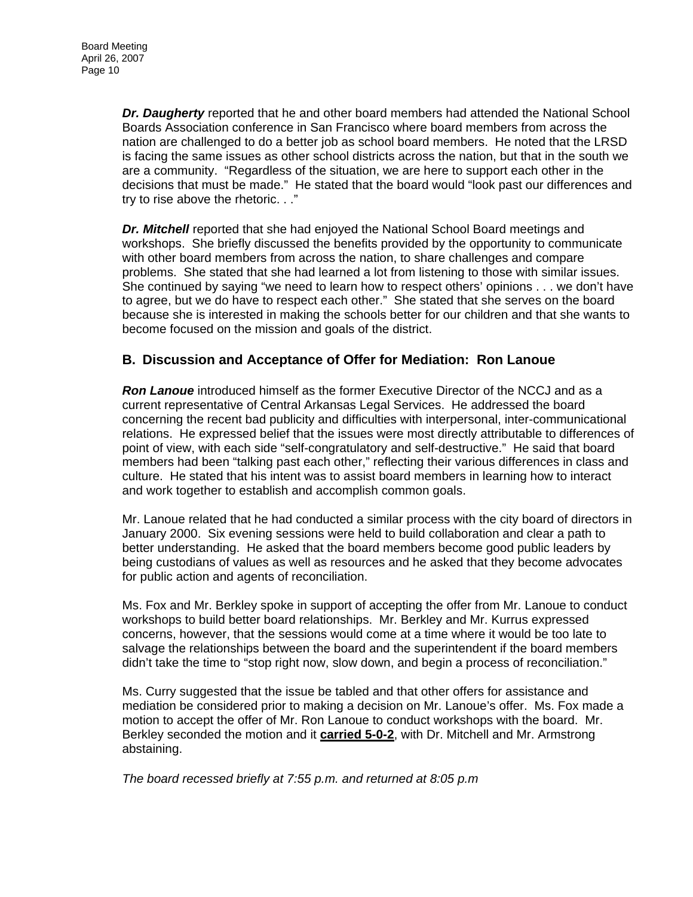***Dr. Daugherty*** reported that he and other board members had attended the National School Boards Association conference in San Francisco where board members from across the nation are challenged to do a better job as school board members. He noted that the LRSD is facing the same issues as other school districts across the nation, but that in the south we are a community. "Regardless of the situation, we are here to support each other in the decisions that must be made." He stated that the board would "look past our differences and try to rise above the rhetoric. . ."

***Dr. Mitchell*** reported that she had enjoyed the National School Board meetings and workshops. She briefly discussed the benefits provided by the opportunity to communicate with other board members from across the nation, to share challenges and compare problems. She stated that she had learned a lot from listening to those with similar issues. She continued by saying "we need to learn how to respect others' opinions . . . we don't have to agree, but we do have to respect each other." She stated that she serves on the board because she is interested in making the schools better for our children and that she wants to become focused on the mission and goals of the district.

## B. Discussion and Acceptance of Offer for Mediation: Ron Lanoue

***Ron Lanoue*** introduced himself as the former Executive Director of the NCCJ and as a current representative of Central Arkansas Legal Services. He addressed the board concerning the recent bad publicity and difficulties with interpersonal, inter-communicational relations. He expressed belief that the issues were most directly attributable to differences of point of view, with each side "self-congratulatory and self-destructive." He said that board members had been "talking past each other," reflecting their various differences in class and culture. He stated that his intent was to assist board members in learning how to interact and work together to establish and accomplish common goals.

Mr. Lanoue related that he had conducted a similar process with the city board of directors in January 2000. Six evening sessions were held to build collaboration and clear a path to better understanding. He asked that the board members become good public leaders by being custodians of values as well as resources and he asked that they become advocates for public action and agents of reconciliation.

Ms. Fox and Mr. Berkley spoke in support of accepting the offer from Mr. Lanoue to conduct workshops to build better board relationships. Mr. Berkley and Mr. Kurrus expressed concerns, however, that the sessions would come at a time where it would be too late to salvage the relationships between the board and the superintendent if the board members didn't take the time to "stop right now, slow down, and begin a process of reconciliation."

Ms. Curry suggested that the issue be tabled and that other offers for assistance and mediation be considered prior to making a decision on Mr. Lanoue's offer. Ms. Fox made a motion to accept the offer of Mr. Ron Lanoue to conduct workshops with the board. Mr. Berkley seconded the motion and it **carried 5-0-2**, with Dr. Mitchell and Mr. Armstrong abstaining.

*The board recessed briefly at 7:55 p.m. and returned at 8:05 p.m*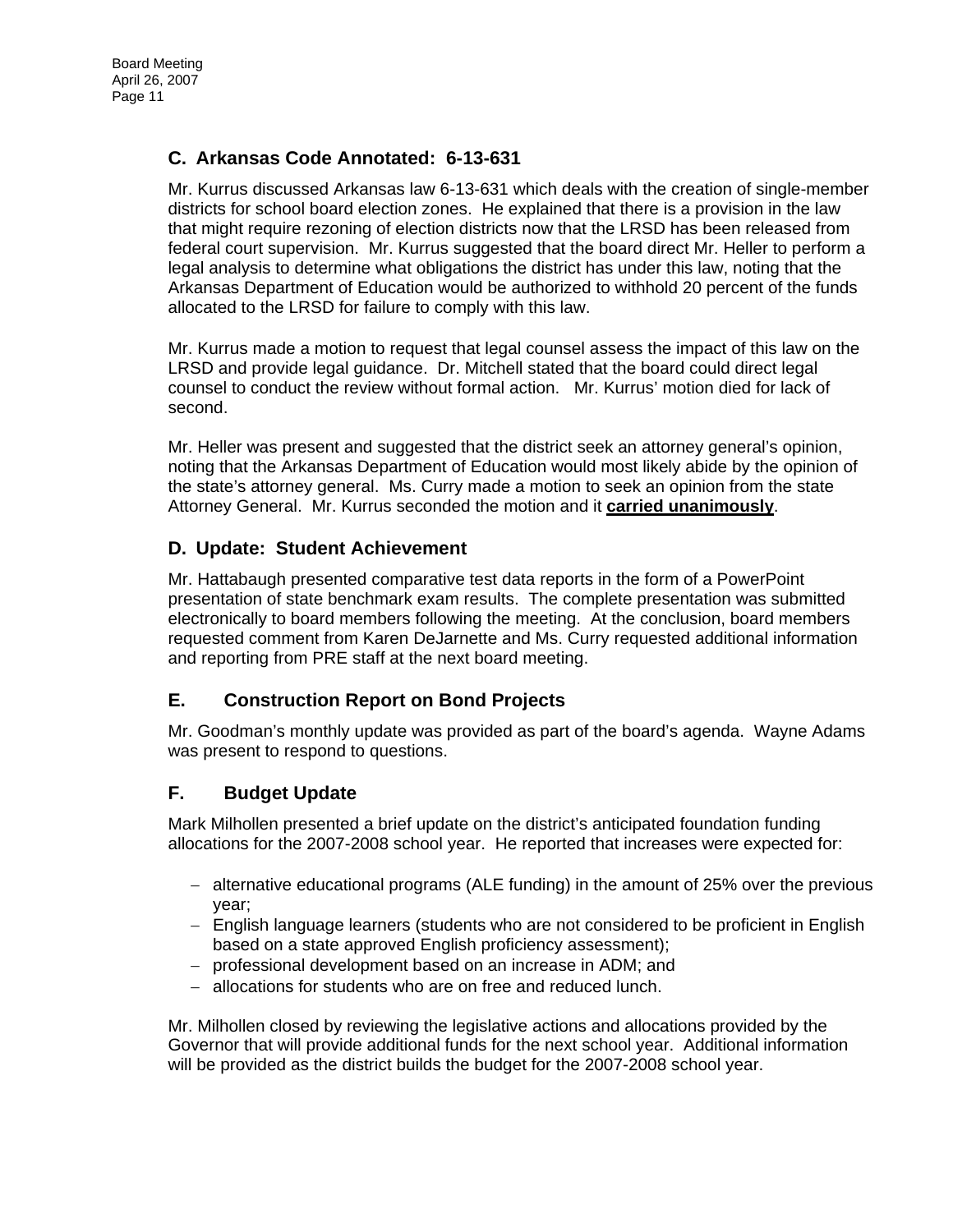## C. Arkansas Code Annotated: 6-13-631

Mr. Kurrus discussed Arkansas law 6-13-631 which deals with the creation of single-member districts for school board election zones. He explained that there is a provision in the law that might require rezoning of election districts now that the LRSD has been released from federal court supervision. Mr. Kurrus suggested that the board direct Mr. Heller to perform a legal analysis to determine what obligations the district has under this law, noting that the Arkansas Department of Education would be authorized to withhold 20 percent of the funds allocated to the LRSD for failure to comply with this law.

Mr. Kurrus made a motion to request that legal counsel assess the impact of this law on the LRSD and provide legal guidance. Dr. Mitchell stated that the board could direct legal counsel to conduct the review without formal action. Mr. Kurrus' motion died for lack of second.

Mr. Heller was present and suggested that the district seek an attorney general's opinion, noting that the Arkansas Department of Education would most likely abide by the opinion of the state's attorney general. Ms. Curry made a motion to seek an opinion from the state Attorney General. Mr. Kurrus seconded the motion and it **carried unanimously**.

## D. Update: Student Achievement

Mr. Hattabaugh presented comparative test data reports in the form of a PowerPoint presentation of state benchmark exam results. The complete presentation was submitted electronically to board members following the meeting. At the conclusion, board members requested comment from Karen DeJarnette and Ms. Curry requested additional information and reporting from PRE staff at the next board meeting.

## E. Construction Report on Bond Projects

Mr. Goodman's monthly update was provided as part of the board's agenda. Wayne Adams was present to respond to questions.

## F. Budget Update

Mark Milhollen presented a brief update on the district's anticipated foundation funding allocations for the 2007-2008 school year. He reported that increases were expected for:

- alternative educational programs (ALE funding) in the amount of 25% over the previous year;
- English language learners (students who are not considered to be proficient in English based on a state approved English proficiency assessment);
- professional development based on an increase in ADM; and
- allocations for students who are on free and reduced lunch.

Mr. Milhollen closed by reviewing the legislative actions and allocations provided by the Governor that will provide additional funds for the next school year. Additional information will be provided as the district builds the budget for the 2007-2008 school year.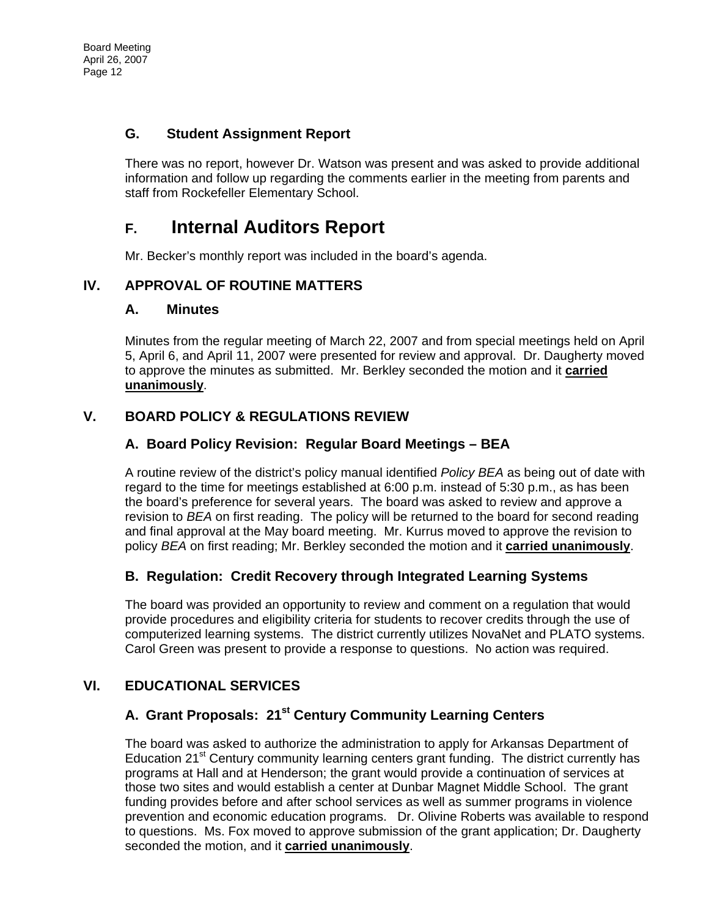### G. Student Assignment Report

There was no report, however Dr. Watson was present and was asked to provide additional information and follow up regarding the comments earlier in the meeting from parents and staff from Rockefeller Elementary School.

## F. Internal Auditors Report

Mr. Becker's monthly report was included in the board's agenda.

## IV. APPROVAL OF ROUTINE MATTERS

### A. Minutes

Minutes from the regular meeting of March 22, 2007 and from special meetings held on April 5, April 6, and April 11, 2007 were presented for review and approval. Dr. Daugherty moved to approve the minutes as submitted. Mr. Berkley seconded the motion and it **carried unanimously**.

## V. BOARD POLICY & REGULATIONS REVIEW

### A. Board Policy Revision: Regular Board Meetings – BEA

A routine review of the district's policy manual identified *Policy BEA* as being out of date with regard to the time for meetings established at 6:00 p.m. instead of 5:30 p.m., as has been the board's preference for several years. The board was asked to review and approve a revision to *BEA* on first reading. The policy will be returned to the board for second reading and final approval at the May board meeting. Mr. Kurrus moved to approve the revision to policy *BEA* on first reading; Mr. Berkley seconded the motion and it **carried unanimously**.

### B. Regulation: Credit Recovery through Integrated Learning Systems

The board was provided an opportunity to review and comment on a regulation that would provide procedures and eligibility criteria for students to recover credits through the use of computerized learning systems. The district currently utilizes NovaNet and PLATO systems. Carol Green was present to provide a response to questions. No action was required.

## VI. EDUCATIONAL SERVICES

### A. Grant Proposals: 21st Century Community Learning Centers

The board was asked to authorize the administration to apply for Arkansas Department of Education 21st Century community learning centers grant funding. The district currently has programs at Hall and at Henderson; the grant would provide a continuation of services at those two sites and would establish a center at Dunbar Magnet Middle School. The grant funding provides before and after school services as well as summer programs in violence prevention and economic education programs. Dr. Olivine Roberts was available to respond to questions. Ms. Fox moved to approve submission of the grant application; Dr. Daugherty seconded the motion, and it **carried unanimously**.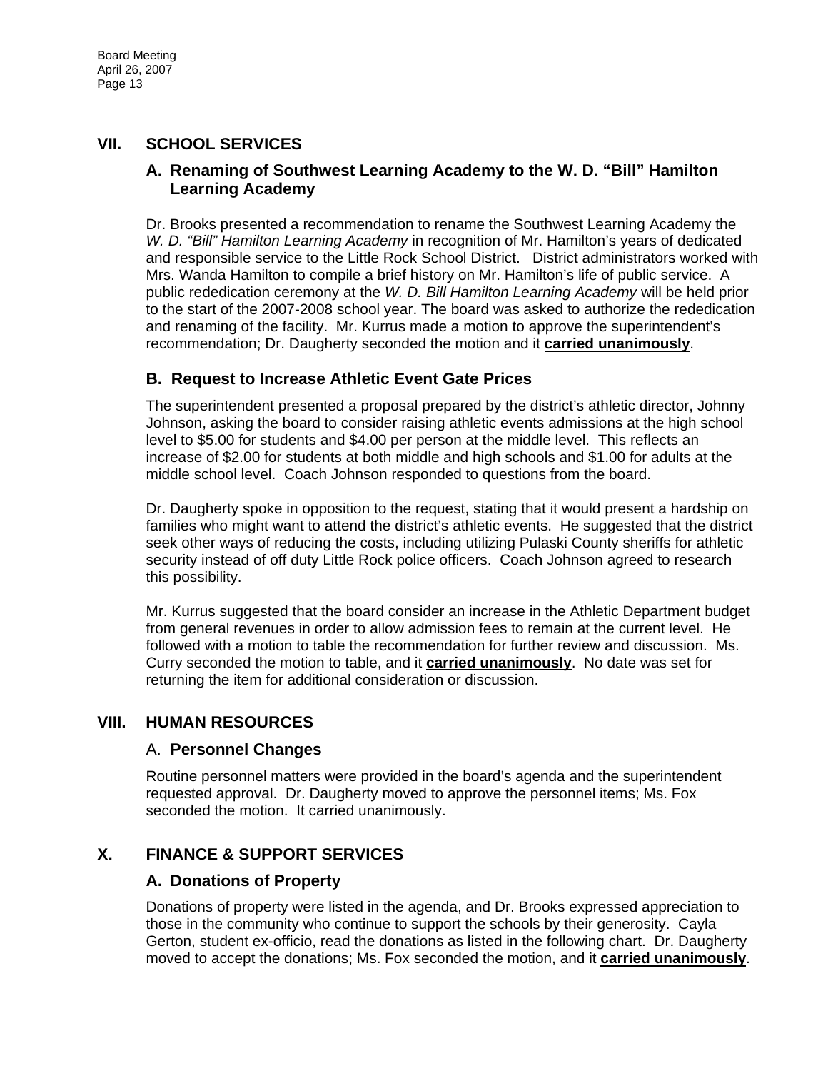## VII. SCHOOL SERVICES

### A. Renaming of Southwest Learning Academy to the W. D. "Bill" Hamilton Learning Academy

Dr. Brooks presented a recommendation to rename the Southwest Learning Academy the *W. D. "Bill" Hamilton Learning Academy* in recognition of Mr. Hamilton's years of dedicated and responsible service to the Little Rock School District. District administrators worked with Mrs. Wanda Hamilton to compile a brief history on Mr. Hamilton's life of public service. A public rededication ceremony at the *W. D. Bill Hamilton Learning Academy* will be held prior to the start of the 2007-2008 school year. The board was asked to authorize the rededication and renaming of the facility. Mr. Kurrus made a motion to approve the superintendent's recommendation; Dr. Daugherty seconded the motion and it **carried unanimously**.

### B. Request to Increase Athletic Event Gate Prices

The superintendent presented a proposal prepared by the district's athletic director, Johnny Johnson, asking the board to consider raising athletic events admissions at the high school level to $5.00 for students and $4.00 per person at the middle level. This reflects an increase of $2.00 for students at both middle and high schools and $1.00 for adults at the middle school level. Coach Johnson responded to questions from the board.

Dr. Daugherty spoke in opposition to the request, stating that it would present a hardship on families who might want to attend the district's athletic events. He suggested that the district seek other ways of reducing the costs, including utilizing Pulaski County sheriffs for athletic security instead of off duty Little Rock police officers. Coach Johnson agreed to research this possibility.

Mr. Kurrus suggested that the board consider an increase in the Athletic Department budget from general revenues in order to allow admission fees to remain at the current level. He followed with a motion to table the recommendation for further review and discussion. Ms. Curry seconded the motion to table, and it **carried unanimously**. No date was set for returning the item for additional consideration or discussion.

## VIII. HUMAN RESOURCES

### A. Personnel Changes

Routine personnel matters were provided in the board's agenda and the superintendent requested approval. Dr. Daugherty moved to approve the personnel items; Ms. Fox seconded the motion. It carried unanimously.

## X. FINANCE & SUPPORT SERVICES

### A. Donations of Property

Donations of property were listed in the agenda, and Dr. Brooks expressed appreciation to those in the community who continue to support the schools by their generosity. Cayla Gerton, student ex-officio, read the donations as listed in the following chart. Dr. Daugherty moved to accept the donations; Ms. Fox seconded the motion, and it **carried unanimously**.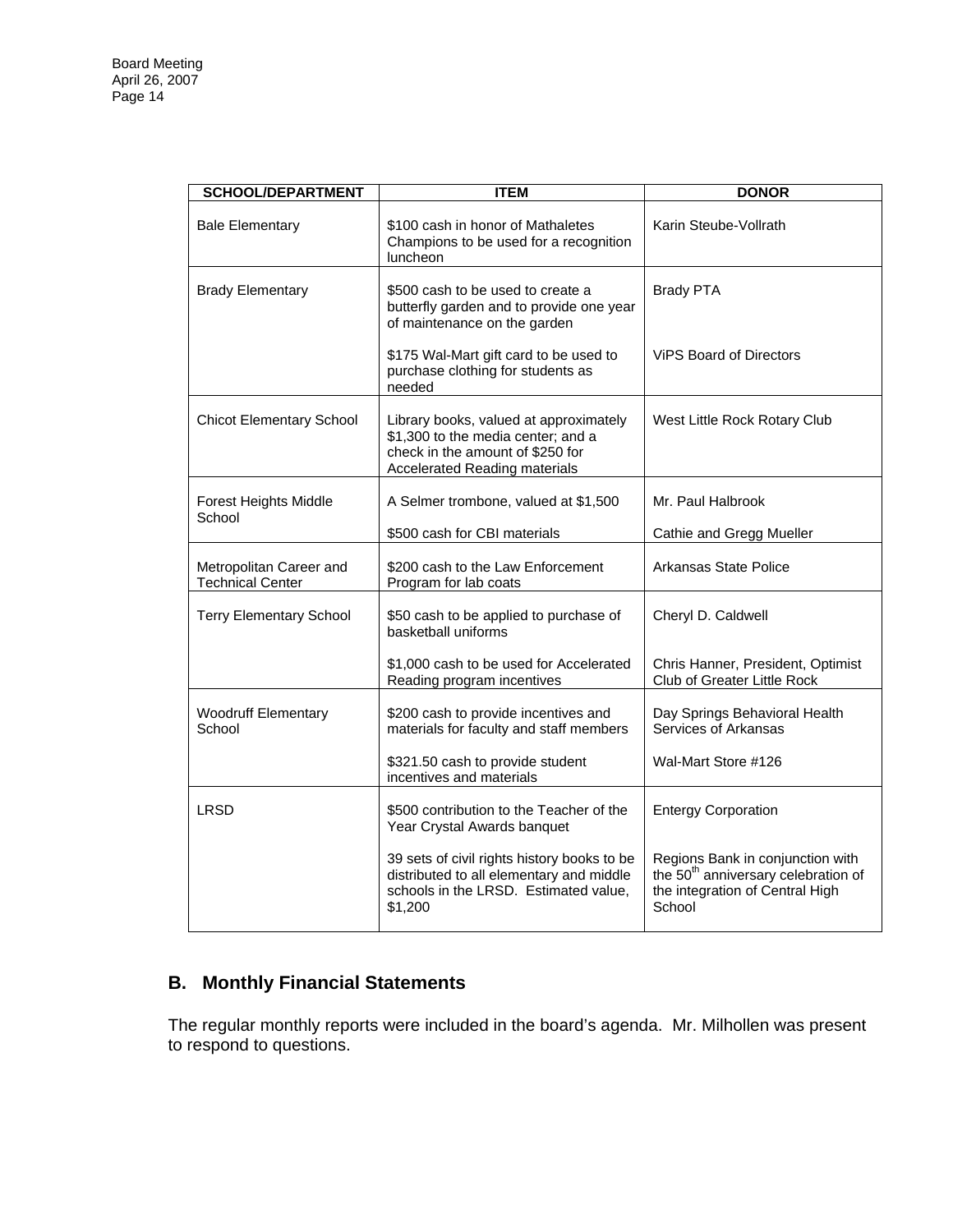| SCHOOL/DEPARTMENT | ITEM | DONOR |
|---|---|---|
| Bale Elementary | $100 cash in honor of Mathaletes Champions to be used for a recognition luncheon | Karin Steube-Vollrath |
| Brady Elementary | $500 cash to be used to create a butterfly garden and to provide one year of maintenance on the garden | Brady PTA |
| | $175 Wal-Mart gift card to be used to purchase clothing for students as needed | ViPS Board of Directors |
| Chicot Elementary School | Library books, valued at approximately $1,300 to the media center; and a check in the amount of $250 for Accelerated Reading materials | West Little Rock Rotary Club |
| Forest Heights Middle School | A Selmer trombone, valued at $1,500 | Mr. Paul Halbrook |
| | $500 cash for CBI materials | Cathie and Gregg Mueller |
| Metropolitan Career and Technical Center | $200 cash to the Law Enforcement Program for lab coats | Arkansas State Police |
| Terry Elementary School | $50 cash to be applied to purchase of basketball uniforms | Cheryl D. Caldwell |
| | $1,000 cash to be used for Accelerated Reading program incentives | Chris Hanner, President, Optimist Club of Greater Little Rock |
| Woodruff Elementary School | $200 cash to provide incentives and materials for faculty and staff members | Day Springs Behavioral Health Services of Arkansas |
| | $321.50 cash to provide student incentives and materials | Wal-Mart Store #126 |
| LRSD | $500 contribution to the Teacher of the Year Crystal Awards banquet | Entergy Corporation |
| | 39 sets of civil rights history books to be distributed to all elementary and middle schools in the LRSD. Estimated value, $1,200 | Regions Bank in conjunction with the 50th anniversary celebration of the integration of Central High School |

## B. Monthly Financial Statements

The regular monthly reports were included in the board's agenda. Mr. Milhollen was present to respond to questions.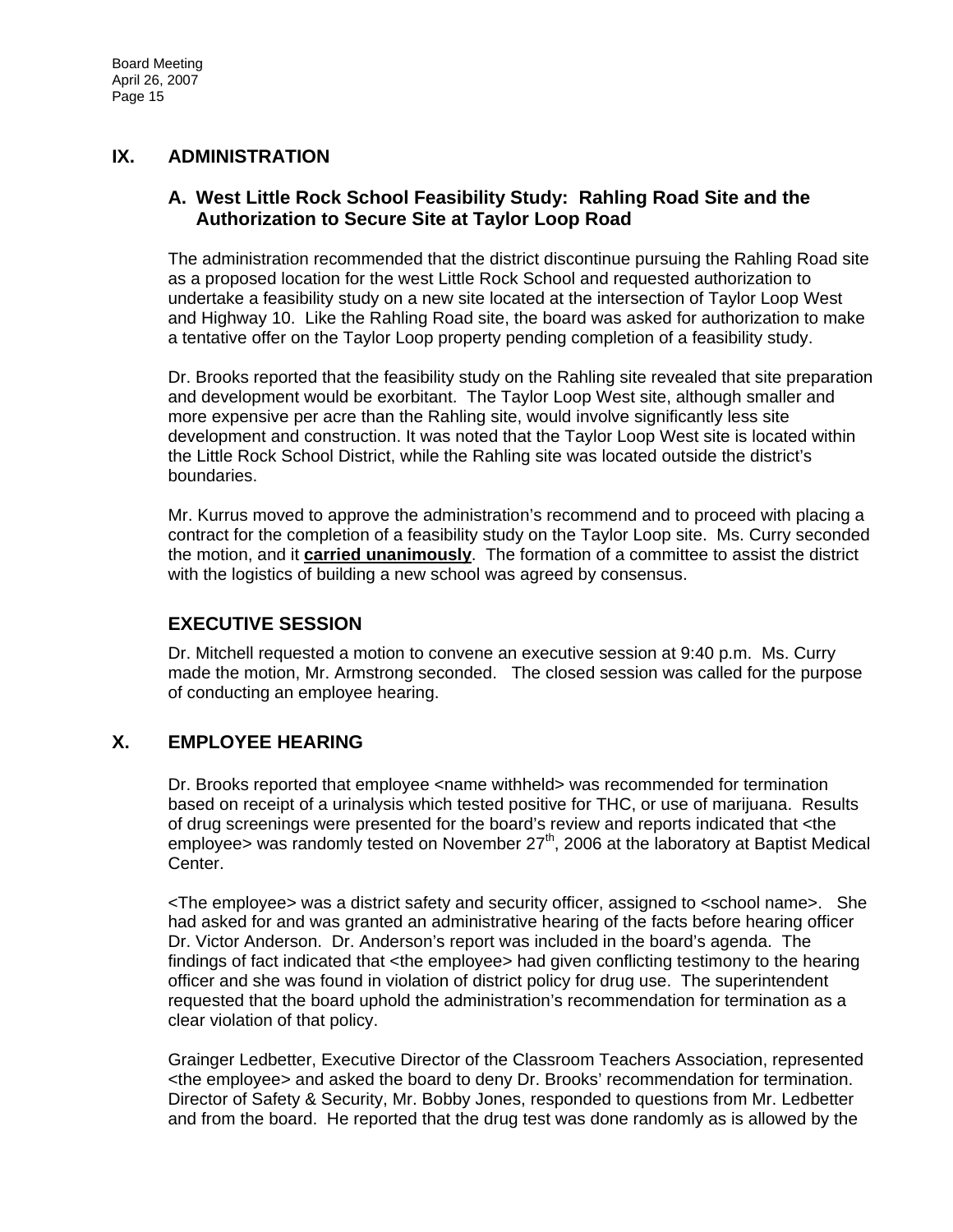## IX. ADMINISTRATION

### A. West Little Rock School Feasibility Study: Rahling Road Site and the Authorization to Secure Site at Taylor Loop Road

The administration recommended that the district discontinue pursuing the Rahling Road site as a proposed location for the west Little Rock School and requested authorization to undertake a feasibility study on a new site located at the intersection of Taylor Loop West and Highway 10. Like the Rahling Road site, the board was asked for authorization to make a tentative offer on the Taylor Loop property pending completion of a feasibility study.

Dr. Brooks reported that the feasibility study on the Rahling site revealed that site preparation and development would be exorbitant. The Taylor Loop West site, although smaller and more expensive per acre than the Rahling site, would involve significantly less site development and construction. It was noted that the Taylor Loop West site is located within the Little Rock School District, while the Rahling site was located outside the district's boundaries.

Mr. Kurrus moved to approve the administration's recommend and to proceed with placing a contract for the completion of a feasibility study on the Taylor Loop site. Ms. Curry seconded the motion, and it **carried unanimously**. The formation of a committee to assist the district with the logistics of building a new school was agreed by consensus.

## EXECUTIVE SESSION

Dr. Mitchell requested a motion to convene an executive session at 9:40 p.m. Ms. Curry made the motion, Mr. Armstrong seconded. The closed session was called for the purpose of conducting an employee hearing.

## X. EMPLOYEE HEARING

Dr. Brooks reported that employee <name withheld> was recommended for termination based on receipt of a urinalysis which tested positive for THC, or use of marijuana. Results of drug screenings were presented for the board's review and reports indicated that <the employee> was randomly tested on November 27th, 2006 at the laboratory at Baptist Medical Center.

<The employee> was a district safety and security officer, assigned to <school name>. She had asked for and was granted an administrative hearing of the facts before hearing officer Dr. Victor Anderson. Dr. Anderson's report was included in the board's agenda. The findings of fact indicated that <the employee> had given conflicting testimony to the hearing officer and she was found in violation of district policy for drug use. The superintendent requested that the board uphold the administration's recommendation for termination as a clear violation of that policy.

Grainger Ledbetter, Executive Director of the Classroom Teachers Association, represented <the employee> and asked the board to deny Dr. Brooks' recommendation for termination. Director of Safety & Security, Mr. Bobby Jones, responded to questions from Mr. Ledbetter and from the board. He reported that the drug test was done randomly as is allowed by the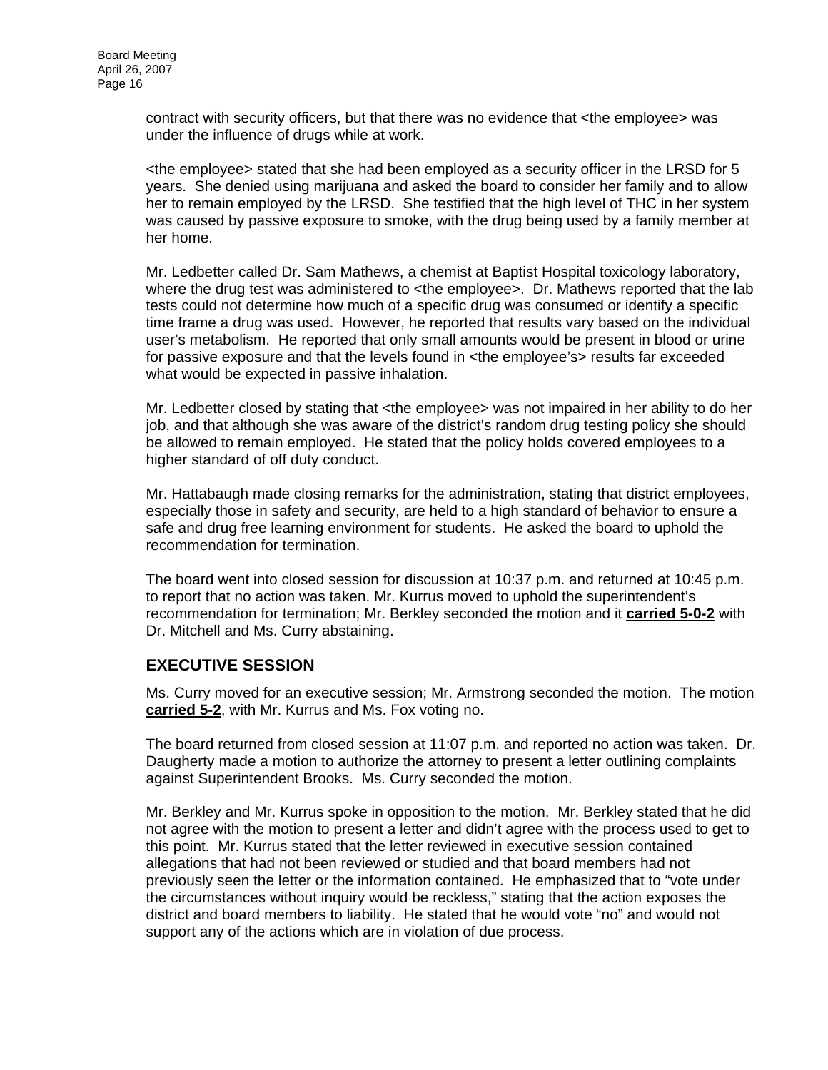contract with security officers, but that there was no evidence that <the employee> was under the influence of drugs while at work.

<the employee> stated that she had been employed as a security officer in the LRSD for 5 years. She denied using marijuana and asked the board to consider her family and to allow her to remain employed by the LRSD. She testified that the high level of THC in her system was caused by passive exposure to smoke, with the drug being used by a family member at her home.

Mr. Ledbetter called Dr. Sam Mathews, a chemist at Baptist Hospital toxicology laboratory, where the drug test was administered to <the employee>. Dr. Mathews reported that the lab tests could not determine how much of a specific drug was consumed or identify a specific time frame a drug was used. However, he reported that results vary based on the individual user's metabolism. He reported that only small amounts would be present in blood or urine for passive exposure and that the levels found in <the employee's> results far exceeded what would be expected in passive inhalation.

Mr. Ledbetter closed by stating that <the employee> was not impaired in her ability to do her job, and that although she was aware of the district's random drug testing policy she should be allowed to remain employed. He stated that the policy holds covered employees to a higher standard of off duty conduct.

Mr. Hattabaugh made closing remarks for the administration, stating that district employees, especially those in safety and security, are held to a high standard of behavior to ensure a safe and drug free learning environment for students. He asked the board to uphold the recommendation for termination.

The board went into closed session for discussion at 10:37 p.m. and returned at 10:45 p.m. to report that no action was taken. Mr. Kurrus moved to uphold the superintendent's recommendation for termination; Mr. Berkley seconded the motion and it **carried 5-0-2** with Dr. Mitchell and Ms. Curry abstaining.

## EXECUTIVE SESSION

Ms. Curry moved for an executive session; Mr. Armstrong seconded the motion. The motion **carried 5-2**, with Mr. Kurrus and Ms. Fox voting no.

The board returned from closed session at 11:07 p.m. and reported no action was taken. Dr. Daugherty made a motion to authorize the attorney to present a letter outlining complaints against Superintendent Brooks. Ms. Curry seconded the motion.

Mr. Berkley and Mr. Kurrus spoke in opposition to the motion. Mr. Berkley stated that he did not agree with the motion to present a letter and didn't agree with the process used to get to this point. Mr. Kurrus stated that the letter reviewed in executive session contained allegations that had not been reviewed or studied and that board members had not previously seen the letter or the information contained. He emphasized that to "vote under the circumstances without inquiry would be reckless," stating that the action exposes the district and board members to liability. He stated that he would vote "no" and would not support any of the actions which are in violation of due process.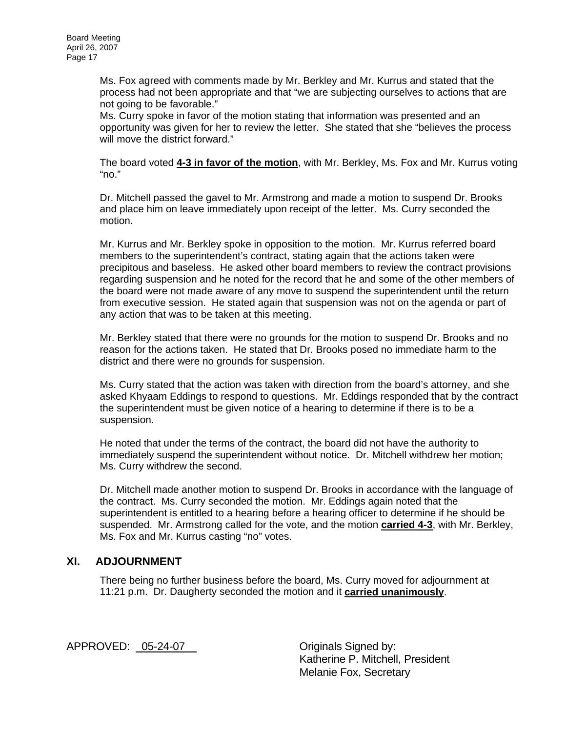Ms. Fox agreed with comments made by Mr. Berkley and Mr. Kurrus and stated that the process had not been appropriate and that "we are subjecting ourselves to actions that are not going to be favorable."
Ms. Curry spoke in favor of the motion stating that information was presented and an opportunity was given for her to review the letter. She stated that she "believes the process will move the district forward."

The board voted **4-3 in favor of the motion**, with Mr. Berkley, Ms. Fox and Mr. Kurrus voting "no."

Dr. Mitchell passed the gavel to Mr. Armstrong and made a motion to suspend Dr. Brooks and place him on leave immediately upon receipt of the letter. Ms. Curry seconded the motion.

Mr. Kurrus and Mr. Berkley spoke in opposition to the motion. Mr. Kurrus referred board members to the superintendent's contract, stating again that the actions taken were precipitous and baseless. He asked other board members to review the contract provisions regarding suspension and he noted for the record that he and some of the other members of the board were not made aware of any move to suspend the superintendent until the return from executive session. He stated again that suspension was not on the agenda or part of any action that was to be taken at this meeting.

Mr. Berkley stated that there were no grounds for the motion to suspend Dr. Brooks and no reason for the actions taken. He stated that Dr. Brooks posed no immediate harm to the district and there were no grounds for suspension.

Ms. Curry stated that the action was taken with direction from the board's attorney, and she asked Khyaam Eddings to respond to questions. Mr. Eddings responded that by the contract the superintendent must be given notice of a hearing to determine if there is to be a suspension.

He noted that under the terms of the contract, the board did not have the authority to immediately suspend the superintendent without notice. Dr. Mitchell withdrew her motion; Ms. Curry withdrew the second.

Dr. Mitchell made another motion to suspend Dr. Brooks in accordance with the language of the contract. Ms. Curry seconded the motion. Mr. Eddings again noted that the superintendent is entitled to a hearing before a hearing officer to determine if he should be suspended. Mr. Armstrong called for the vote, and the motion **carried 4-3**, with Mr. Berkley, Ms. Fox and Mr. Kurrus casting "no" votes.

## XI. ADJOURNMENT

There being no further business before the board, Ms. Curry moved for adjournment at 11:21 p.m. Dr. Daugherty seconded the motion and it **carried unanimously**.

APPROVED: 05-24-07

Originals Signed by:
Katherine P. Mitchell, President
Melanie Fox, Secretary